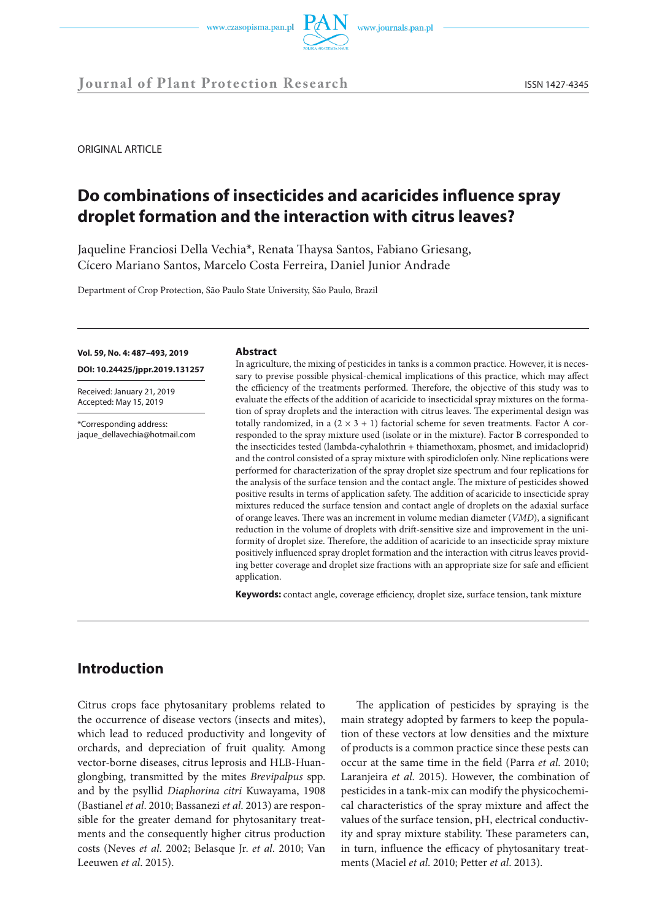ORIGINAL ARTICLE

# Do combinations of insecticides and acaricides influence spray droplet formation and the interaction with citrus leaves?

Jaqueline Franciosi Della Vechia*, Renata Thaysa Santos, Fabiano Griesang, Cícero Mariano Santos, Marcelo Costa Ferreira, Daniel Junior Andrade

Department of Crop Protection, São Paulo State University, São Paulo, Brazil

**Vol. 59, No. 4: 487–493, 2019**

**DOI: 10.24425/jppr.2019.131257**

Received: January 21, 2019
Accepted: May 15, 2019

*Corresponding address:
jaque_dellavechia@hotmail.com

### Abstract

In agriculture, the mixing of pesticides in tanks is a common practice. However, it is necessary to previse possible physical-chemical implications of this practice, which may affect the efficiency of the treatments performed. Therefore, the objective of this study was to evaluate the effects of the addition of acaricide to insecticidal spray mixtures on the formation of spray droplets and the interaction with citrus leaves. The experimental design was totally randomized, in a (2 × 3 + 1) factorial scheme for seven treatments. Factor A corresponded to the spray mixture used (isolate or in the mixture). Factor B corresponded to the insecticides tested (lambda-cyhalothrin + thiamethoxam, phosmet, and imidacloprid) and the control consisted of a spray mixture with spirodiclofen only. Nine replications were performed for characterization of the spray droplet size spectrum and four replications for the analysis of the surface tension and the contact angle. The mixture of pesticides showed positive results in terms of application safety. The addition of acaricide to insecticide spray mixtures reduced the surface tension and contact angle of droplets on the adaxial surface of orange leaves. There was an increment in volume median diameter (*VMD*), a significant reduction in the volume of droplets with drift-sensitive size and improvement in the uniformity of droplet size. Therefore, the addition of acaricide to an insecticide spray mixture positively influenced spray droplet formation and the interaction with citrus leaves providing better coverage and droplet size fractions with an appropriate size for safe and efficient application.

**Keywords:** contact angle, coverage efficiency, droplet size, surface tension, tank mixture

## Introduction

Citrus crops face phytosanitary problems related to the occurrence of disease vectors (insects and mites), which lead to reduced productivity and longevity of orchards, and depreciation of fruit quality. Among vector-borne diseases, citrus leprosis and HLB-Huanglongbing, transmitted by the mites *Brevipalpus* spp. and by the psyllid *Diaphorina citri* Kuwayama, 1908 (Bastianel *et al*. 2010; Bassanezi *et al*. 2013) are responsible for the greater demand for phytosanitary treatments and the consequently higher citrus production costs (Neves *et al*. 2002; Belasque Jr. *et al*. 2010; Van Leeuwen *et al*. 2015).

The application of pesticides by spraying is the main strategy adopted by farmers to keep the population of these vectors at low densities and the mixture of products is a common practice since these pests can occur at the same time in the field (Parra *et al*. 2010; Laranjeira *et al*. 2015). However, the combination of pesticides in a tank-mix can modify the physicochemical characteristics of the spray mixture and affect the values of the surface tension, pH, electrical conductivity and spray mixture stability. These parameters can, in turn, influence the efficacy of phytosanitary treatments (Maciel *et al*. 2010; Petter *et al*. 2013).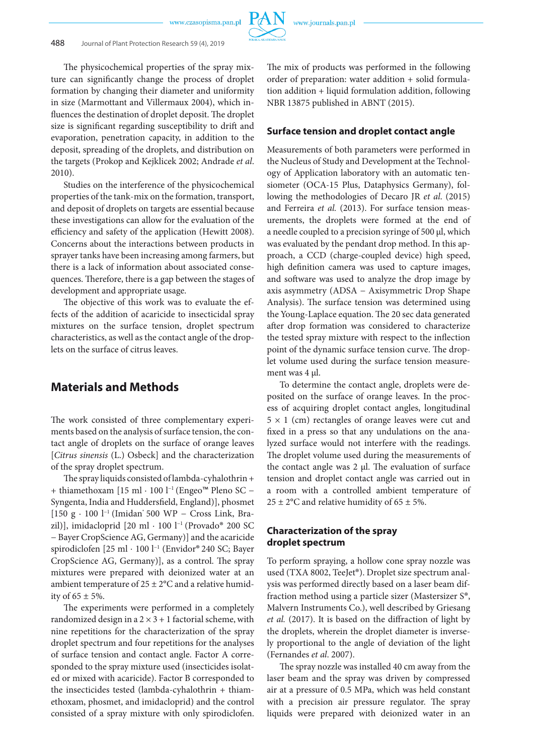The physicochemical properties of the spray mixture can significantly change the process of droplet formation by changing their diameter and uniformity in size (Marmottant and Villermaux 2004), which influences the destination of droplet deposit. The droplet size is significant regarding susceptibility to drift and evaporation, penetration capacity, in addition to the deposit, spreading of the droplets, and distribution on the targets (Prokop and Kejklicek 2002; Andrade *et al*. 2010).

Studies on the interference of the physicochemical properties of the tank-mix on the formation, transport, and deposit of droplets on targets are essential because these investigations can allow for the evaluation of the efficiency and safety of the application (Hewitt 2008). Concerns about the interactions between products in sprayer tanks have been increasing among farmers, but there is a lack of information about associated consequences. Therefore, there is a gap between the stages of development and appropriate usage.

The objective of this work was to evaluate the effects of the addition of acaricide to insecticidal spray mixtures on the surface tension, droplet spectrum characteristics, as well as the contact angle of the droplets on the surface of citrus leaves.

## Materials and Methods

The work consisted of three complementary experiments based on the analysis of surface tension, the contact angle of droplets on the surface of orange leaves [*Citrus sinensis* (L.) Osbeck] and the characterization of the spray droplet spectrum.

The spray liquids consisted of lambda-cyhalothrin + + thiamethoxam [15 ml · 100 $l^{-1}$ (Engeo™ Pleno SC – Syngenta, India and Huddersfield, England)], phosmet [150 g · 100 $l^{-1}$ (Imidan® 500 WP – Cross Link, Brazil)], imidacloprid [20 ml · 100 $l^{-1}$ (Provado® 200 SC – Bayer CropScience AG, Germany)] and the acaricide spirodiclofen [25 ml · 100 $l^{-1}$ (Envidor® 240 SC; Bayer CropScience AG, Germany)], as a control. The spray mixtures were prepared with deionized water at an ambient temperature of 25 ± 2°C and a relative humidity of 65 ± 5%.

The experiments were performed in a completely randomized design in a 2 × 3 + 1 factorial scheme, with nine repetitions for the characterization of the spray droplet spectrum and four repetitions for the analyses of surface tension and contact angle. Factor A corresponded to the spray mixture used (insecticides isolated or mixed with acaricide). Factor B corresponded to the insecticides tested (lambda-cyhalothrin + thiamethoxam, phosmet, and imidacloprid) and the control consisted of a spray mixture with only spirodiclofen. The mix of products was performed in the following order of preparation: water addition + solid formulation addition + liquid formulation addition, following NBR 13875 published in ABNT (2015).

### Surface tension and droplet contact angle

Measurements of both parameters were performed in the Nucleus of Study and Development at the Technology of Application laboratory with an automatic tensiometer (OCA-15 Plus, Dataphysics Germany), following the methodologies of Decaro JR *et al*. (2015) and Ferreira *et al.* (2013). For surface tension measurements, the droplets were formed at the end of a needle coupled to a precision syringe of 500 µl, which was evaluated by the pendant drop method. In this approach, a CCD (charge-coupled device) high speed, high definition camera was used to capture images, and software was used to analyze the drop image by axis asymmetry (ADSA – Axisymmetric Drop Shape Analysis). The surface tension was determined using the Young-Laplace equation. The 20 sec data generated after drop formation was considered to characterize the tested spray mixture with respect to the inflection point of the dynamic surface tension curve. The droplet volume used during the surface tension measurement was 4 µl.

To determine the contact angle, droplets were deposited on the surface of orange leaves. In the process of acquiring droplet contact angles, longitudinal 5 × 1 (cm) rectangles of orange leaves were cut and fixed in a press so that any undulations on the analyzed surface would not interfere with the readings. The droplet volume used during the measurements of the contact angle was 2 µl. The evaluation of surface tension and droplet contact angle was carried out in a room with a controlled ambient temperature of 25 ± 2°C and relative humidity of 65 ± 5%.

### Characterization of the spray droplet spectrum

To perform spraying, a hollow cone spray nozzle was used (TXA 8002, TeeJet®). Droplet size spectrum analysis was performed directly based on a laser beam diffraction method using a particle sizer (Mastersizer S®, Malvern Instruments Co.), well described by Griesang *et al.* (2017). It is based on the diffraction of light by the droplets, wherein the droplet diameter is inversely proportional to the angle of deviation of the light (Fernandes *et al*. 2007).

The spray nozzle was installed 40 cm away from the laser beam and the spray was driven by compressed air at a pressure of 0.5 MPa, which was held constant with a precision air pressure regulator. The spray liquids were prepared with deionized water in an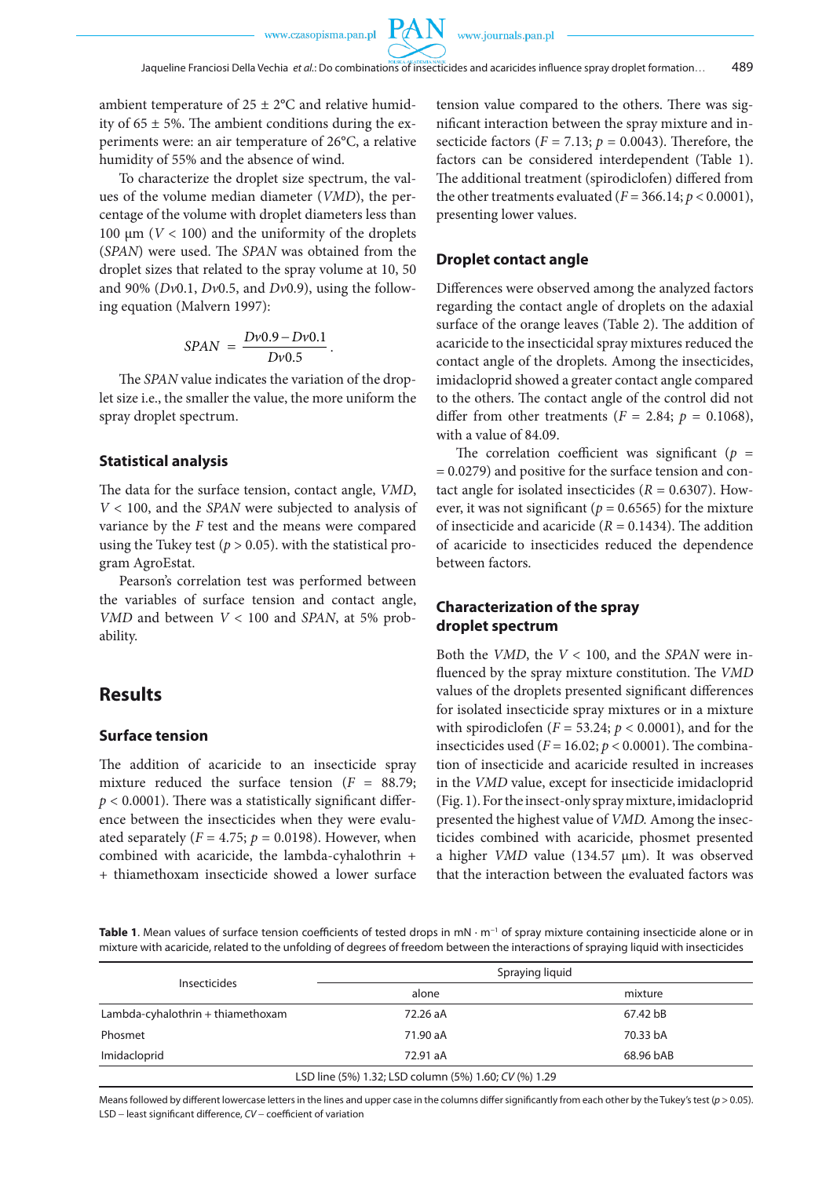ambient temperature of 25 ± 2°C and relative humidity of 65 ± 5%. The ambient conditions during the experiments were: an air temperature of 26°C, a relative humidity of 55% and the absence of wind.

To characterize the droplet size spectrum, the values of the volume median diameter (*VMD*), the percentage of the volume with droplet diameters less than 100 μm ($V < 100$) and the uniformity of the droplets (*SPAN*) were used. The *SPAN* was obtained from the droplet sizes that related to the spray volume at 10, 50 and 90% ($Dv0.1$, $Dv0.5$, and $Dv0.9$), using the following equation (Malvern 1997):

$$SPAN = \frac{Dv0.9 - Dv0.1}{Dv0.5}.$$

The *SPAN* value indicates the variation of the droplet size i.e., the smaller the value, the more uniform the spray droplet spectrum.

### Statistical analysis

The data for the surface tension, contact angle, *VMD*, $V < 100$, and the *SPAN* were subjected to analysis of variance by the *F* test and the means were compared using the Tukey test ($p > 0.05$). with the statistical program AgroEstat.

Pearson's correlation test was performed between the variables of surface tension and contact angle, *VMD* and between $V < 100$ and *SPAN*, at 5% probability.

## Results

### Surface tension

The addition of acaricide to an insecticide spray mixture reduced the surface tension ($F = 88.79$; $p < 0.0001$). There was a statistically significant difference between the insecticides when they were evaluated separately ($F = 4.75$; $p = 0.0198$). However, when combined with acaricide, the lambda-cyhalothrin + + thiamethoxam insecticide showed a lower surface tension value compared to the others. There was significant interaction between the spray mixture and insecticide factors ($F = 7.13$; $p = 0.0043$). Therefore, the factors can be considered interdependent (Table 1). The additional treatment (spirodiclofen) differed from the other treatments evaluated ($F = 366.14$; $p < 0.0001$), presenting lower values.

### Droplet contact angle

Differences were observed among the analyzed factors regarding the contact angle of droplets on the adaxial surface of the orange leaves (Table 2). The addition of acaricide to the insecticidal spray mixtures reduced the contact angle of the droplets. Among the insecticides, imidacloprid showed a greater contact angle compared to the others. The contact angle of the control did not differ from other treatments ($F = 2.84$; $p = 0.1068$), with a value of 84.09.

The correlation coefficient was significant ($p =$ $= 0.0279$) and positive for the surface tension and contact angle for isolated insecticides ($R = 0.6307$). However, it was not significant ($p = 0.6565$) for the mixture of insecticide and acaricide ($R = 0.1434$). The addition of acaricide to insecticides reduced the dependence between factors.

### Characterization of the spray droplet spectrum

Both the *VMD*, the $V < 100$, and the *SPAN* were influenced by the spray mixture constitution. The *VMD* values of the droplets presented significant differences for isolated insecticide spray mixtures or in a mixture with spirodiclofen ($F = 53.24$; $p < 0.0001$), and for the insecticides used ($F = 16.02$; $p < 0.0001$). The combination of insecticide and acaricide resulted in increases in the *VMD* value, except for insecticide imidacloprid (Fig. 1). For the insect-only spray mixture, imidacloprid presented the highest value of *VMD*. Among the insecticides combined with acaricide, phosmet presented a higher *VMD* value (134.57 μm). It was observed that the interaction between the evaluated factors was

**Table 1**. Mean values of surface tension coefficients of tested drops in mN · m$^{-1}$ of spray mixture containing insecticide alone or in mixture with acaricide, related to the unfolding of degrees of freedom between the interactions of spraying liquid with insecticides

| Insecticides | Spraying liquid | |
|---|---|---|
| | alone | mixture |
| Lambda-cyhalothrin + thiamethoxam | 72.26 aA | 67.42 bB |
| Phosmet | 71.90 aA | 70.33 bA |
| Imidacloprid | 72.91 aA | 68.96 bAB |
| LSD line (5%) 1.32; LSD column (5%) 1.60; *CV* (%) 1.29 | | |

Means followed by different lowercase letters in the lines and upper case in the columns differ significantly from each other by the Tukey's test ($p > 0.05$). LSD – least significant difference, *CV* – coefficient of variation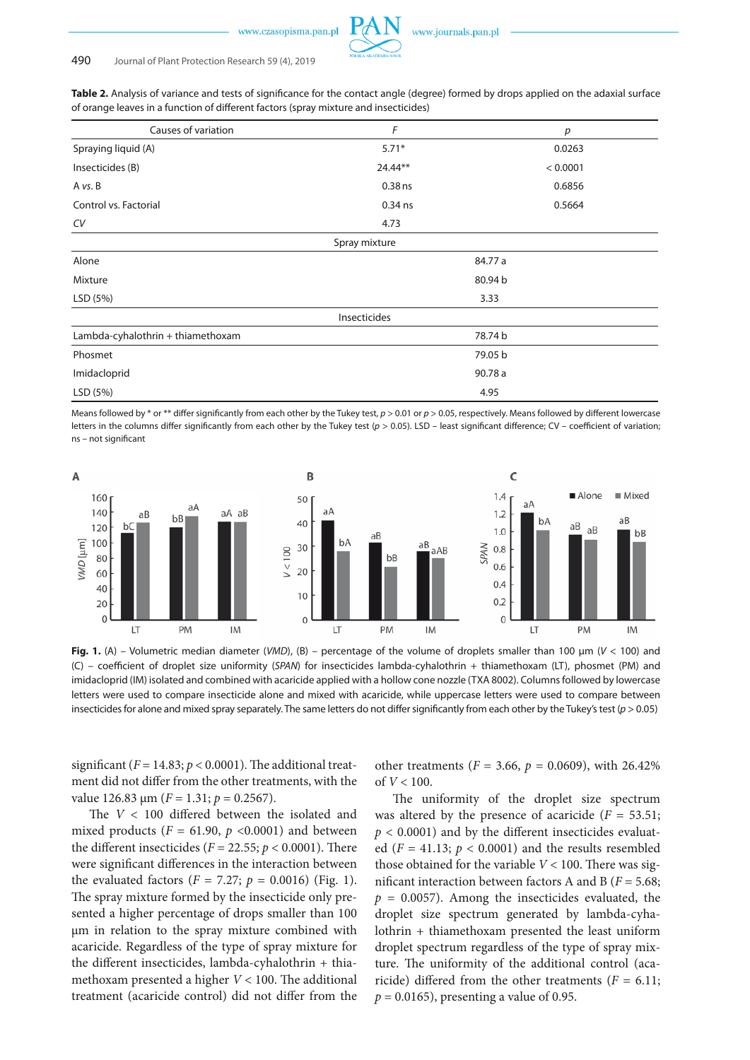**Table 2.** Analysis of variance and tests of significance for the contact angle (degree) formed by drops applied on the adaxial surface of orange leaves in a function of different factors (spray mixture and insecticides)

| Causes of variation | *F* | *p* |
|---|---|---|
| Spraying liquid (A) | 5.71* | 0.0263 |
| Insecticides (B) | 24.44** | < 0.0001 |
| A *vs.* B | 0.38 ns | 0.6856 |
| Control vs. Factorial | 0.34 ns | 0.5664 |
| *CV* | 4.73 | |
| Spray mixture | | |
| Alone | 84.77 a | |
| Mixture | 80.94 b | |
| LSD (5%) | 3.33 | |
| Insecticides | | |
| Lambda-cyhalothrin + thiamethoxam | 78.74 b | |
| Phosmet | 79.05 b | |
| Imidacloprid | 90.78 a | |
| LSD (5%) | 4.95 | |

Means followed by * or ** differ significantly from each other by the Tukey test, $p > 0.01$ or $p > 0.05$, respectively. Means followed by different lowercase letters in the columns differ significantly from each other by the Tukey test ($p > 0.05$). LSD – least significant difference; CV – coefficient of variation; ns – not significant

**Fig. 1.** (A) – Volumetric median diameter (*VMD*), (B) – percentage of the volume of droplets smaller than 100 µm ($V < 100$) and (C) – coefficient of droplet size uniformity (*SPAN*) for insecticides lambda-cyhalothrin + thiamethoxam (LT), phosmet (PM) and imidacloprid (IM) isolated and combined with acaricide applied with a hollow cone nozzle (TXA 8002). Columns followed by lowercase letters were used to compare insecticide alone and mixed with acaricide, while uppercase letters were used to compare between insecticides for alone and mixed spray separately. The same letters do not differ significantly from each other by the Tukey's test ($p > 0.05$)

significant ($F = 14.83$; $p < 0.0001$). The additional treatment did not differ from the other treatments, with the value 126.83 µm ($F = 1.31$; $p = 0.2567$).

The $V < 100$ differed between the isolated and mixed products ($F = 61.90$, $p < 0.0001$) and between the different insecticides ($F = 22.55$; $p < 0.0001$). There were significant differences in the interaction between the evaluated factors ($F = 7.27$; $p = 0.0016$) (Fig. 1). The spray mixture formed by the insecticide only presented a higher percentage of drops smaller than 100 µm in relation to the spray mixture combined with acaricide. Regardless of the type of spray mixture for the different insecticides, lambda-cyhalothrin + thiamethoxam presented a higher $V < 100$. The additional treatment (acaricide control) did not differ from the other treatments ($F = 3.66$, $p = 0.0609$), with 26.42% of $V < 100$.

The uniformity of the droplet size spectrum was altered by the presence of acaricide ($F = 53.51$; $p < 0.0001$) and by the different insecticides evaluated ($F = 41.13$; $p < 0.0001$) and the results resembled those obtained for the variable $V < 100$. There was significant interaction between factors A and B ($F = 5.68$; $p = 0.0057$). Among the insecticides evaluated, the droplet size spectrum generated by lambda-cyhalothrin + thiamethoxam presented the least uniform droplet spectrum regardless of the type of spray mixture. The uniformity of the additional control (acaricide) differed from the other treatments ($F = 6.11$; $p = 0.0165$), presenting a value of 0.95.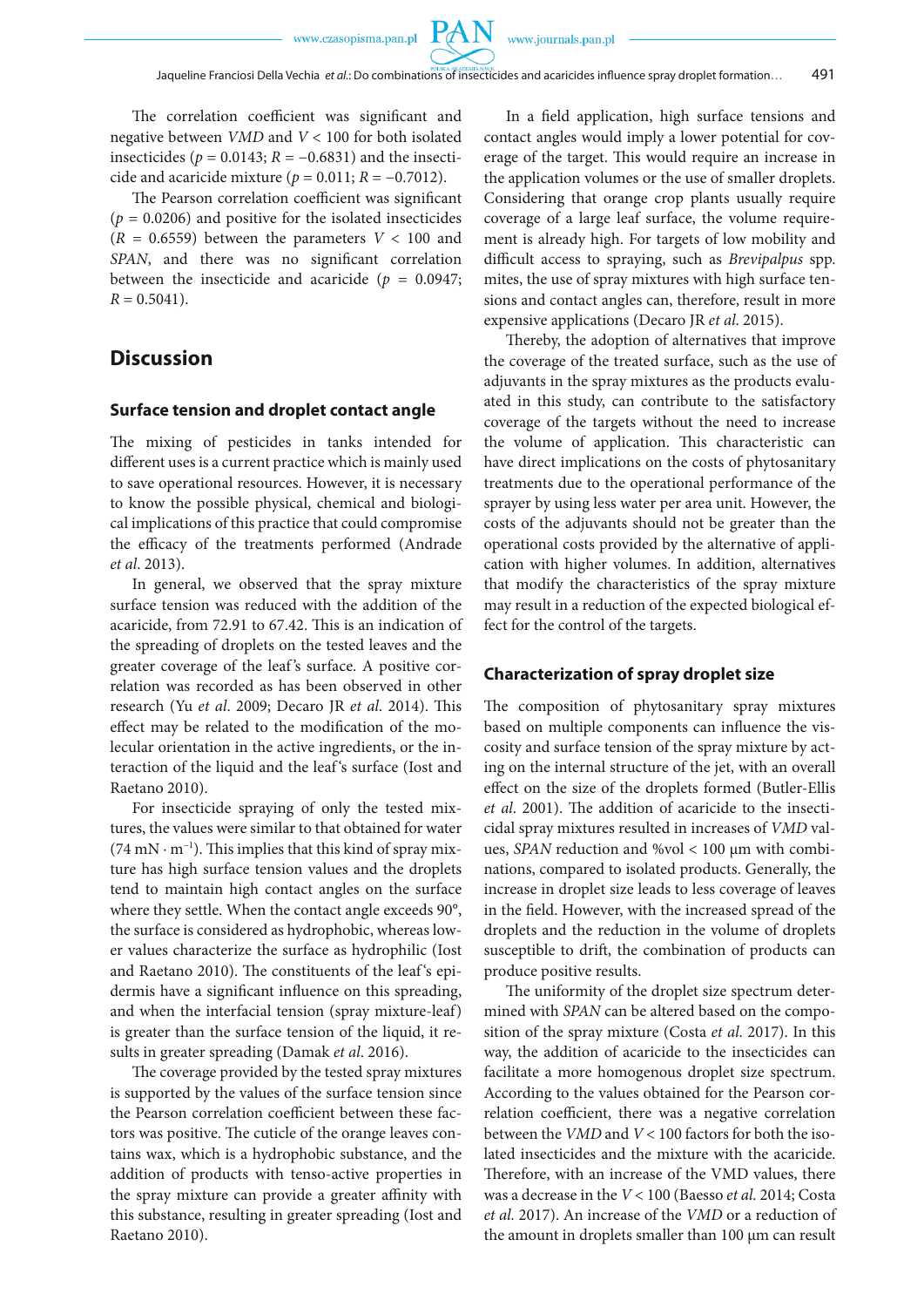The correlation coefficient was significant and negative between *VMD* and $V < 100$ for both isolated insecticides ($p = 0.0143$; $R = -0.6831$) and the insecticide and acaricide mixture ($p = 0.011$; $R = -0.7012$).

The Pearson correlation coefficient was significant ($p = 0.0206$) and positive for the isolated insecticides ($R = 0.6559$) between the parameters $V < 100$ and *SPAN*, and there was no significant correlation between the insecticide and acaricide ($p = 0.0947$; $R = 0.5041$).

## Discussion

### Surface tension and droplet contact angle

The mixing of pesticides in tanks intended for different uses is a current practice which is mainly used to save operational resources. However, it is necessary to know the possible physical, chemical and biological implications of this practice that could compromise the efficacy of the treatments performed (Andrade *et al*. 2013).

In general, we observed that the spray mixture surface tension was reduced with the addition of the acaricide, from 72.91 to 67.42. This is an indication of the spreading of droplets on the tested leaves and the greater coverage of the leaf's surface. A positive correlation was recorded as has been observed in other research (Yu *et al*. 2009; Decaro JR *et al*. 2014). This effect may be related to the modification of the molecular orientation in the active ingredients, or the interaction of the liquid and the leaf's surface (Iost and Raetano 2010).

For insecticide spraying of only the tested mixtures, the values were similar to that obtained for water ($74\ \mathrm{mN \cdot m^{-1}}$). This implies that this kind of spray mixture has high surface tension values and the droplets tend to maintain high contact angles on the surface where they settle. When the contact angle exceeds 90°, the surface is considered as hydrophobic, whereas lower values characterize the surface as hydrophilic (Iost and Raetano 2010). The constituents of the leaf's epidermis have a significant influence on this spreading, and when the interfacial tension (spray mixture-leaf) is greater than the surface tension of the liquid, it results in greater spreading (Damak *et al*. 2016).

The coverage provided by the tested spray mixtures is supported by the values of the surface tension since the Pearson correlation coefficient between these factors was positive. The cuticle of the orange leaves contains wax, which is a hydrophobic substance, and the addition of products with tenso-active properties in the spray mixture can provide a greater affinity with this substance, resulting in greater spreading (Iost and Raetano 2010).

In a field application, high surface tensions and contact angles would imply a lower potential for coverage of the target. This would require an increase in the application volumes or the use of smaller droplets. Considering that orange crop plants usually require coverage of a large leaf surface, the volume requirement is already high. For targets of low mobility and difficult access to spraying, such as *Brevipalpus* spp. mites, the use of spray mixtures with high surface tensions and contact angles can, therefore, result in more expensive applications (Decaro JR *et al*. 2015).

Thereby, the adoption of alternatives that improve the coverage of the treated surface, such as the use of adjuvants in the spray mixtures as the products evaluated in this study, can contribute to the satisfactory coverage of the targets without the need to increase the volume of application. This characteristic can have direct implications on the costs of phytosanitary treatments due to the operational performance of the sprayer by using less water per area unit. However, the costs of the adjuvants should not be greater than the operational costs provided by the alternative of application with higher volumes. In addition, alternatives that modify the characteristics of the spray mixture may result in a reduction of the expected biological effect for the control of the targets.

### Characterization of spray droplet size

The composition of phytosanitary spray mixtures based on multiple components can influence the viscosity and surface tension of the spray mixture by acting on the internal structure of the jet, with an overall effect on the size of the droplets formed (Butler-Ellis *et al*. 2001). The addition of acaricide to the insecticidal spray mixtures resulted in increases of *VMD* values, *SPAN* reduction and %vol < 100 μm with combinations, compared to isolated products. Generally, the increase in droplet size leads to less coverage of leaves in the field. However, with the increased spread of the droplets and the reduction in the volume of droplets susceptible to drift, the combination of products can produce positive results.

The uniformity of the droplet size spectrum determined with *SPAN* can be altered based on the composition of the spray mixture (Costa *et al*. 2017). In this way, the addition of acaricide to the insecticides can facilitate a more homogenous droplet size spectrum. According to the values obtained for the Pearson correlation coefficient, there was a negative correlation between the *VMD* and $V < 100$ factors for both the isolated insecticides and the mixture with the acaricide. Therefore, with an increase of the VMD values, there was a decrease in the $V < 100$ (Baesso *et al*. 2014; Costa *et al*. 2017). An increase of the *VMD* or a reduction of the amount in droplets smaller than 100 μm can result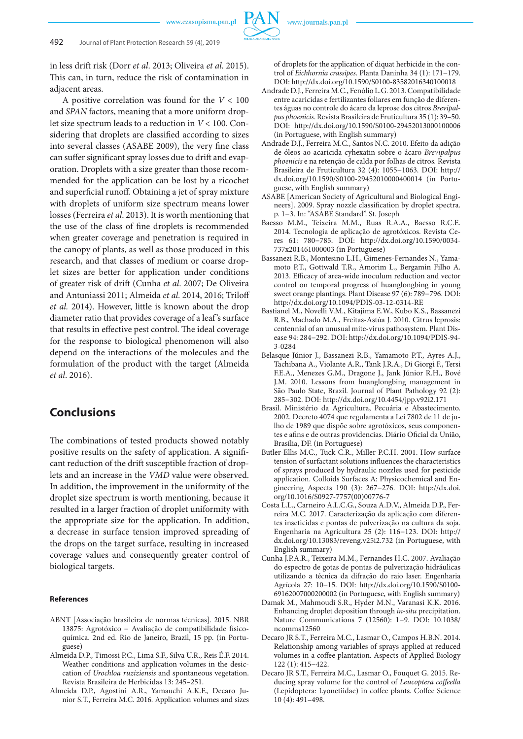in less drift risk (Dorr *et al*. 2013; Oliveira *et al*. 2015). This can, in turn, reduce the risk of contamination in adjacent areas.

A positive correlation was found for the $V < 100$ and *SPAN* factors, meaning that a more uniform droplet size spectrum leads to a reduction in $V < 100$. Considering that droplets are classified according to sizes into several classes (ASABE 2009), the very fine class can suffer significant spray losses due to drift and evaporation. Droplets with a size greater than those recommended for the application can be lost by a ricochet and superficial runoff. Obtaining a jet of spray mixture with droplets of uniform size spectrum means lower losses (Ferreira *et al*. 2013). It is worth mentioning that the use of the class of fine droplets is recommended when greater coverage and penetration is required in the canopy of plants, as well as those produced in this research, and that classes of medium or coarse droplet sizes are better for application under conditions of greater risk of drift (Cunha *et al*. 2007; De Oliveira and Antuniassi 2011; Almeida *et al*. 2014, 2016; Triloff *et al.* 2014). However, little is known about the drop diameter ratio that provides coverage of a leaf's surface that results in effective pest control. The ideal coverage for the response to biological phenomenon will also depend on the interactions of the molecules and the formulation of the product with the target (Almeida *et al*. 2016).

## Conclusions

The combinations of tested products showed notably positive results on the safety of application. A significant reduction of the drift susceptible fraction of droplets and an increase in the *VMD* value were observed. In addition, the improvement in the uniformity of the droplet size spectrum is worth mentioning, because it resulted in a larger fraction of droplet uniformity with the appropriate size for the application. In addition, a decrease in surface tension improved spreading of the drops on the target surface, resulting in increased coverage values and consequently greater control of biological targets.

### References

ABNT [Associação brasileira de normas técnicas]. 2015. NBR 13875: Agrotóxico – Avaliação de compatibilidade físico-química. 2nd ed. Rio de Janeiro, Brazil, 15 pp. (in Portuguese)

Almeida D.P., Timossi P.C., Lima S.F., Silva U.R., Reis É.F. 2014. Weather conditions and application volumes in the desiccation of *Urochloa ruziziensis* and spontaneous vegetation. Revista Brasileira de Herbicidas 13: 245–251.

Almeida D.P., Agostini A.R., Yamauchi A.K.F., Decaro Junior S.T., Ferreira M.C. 2016. Application volumes and sizes of droplets for the application of diquat herbicide in the control of *Eichhornia crassipes*. Planta Daninha 34 (1): 171–179. DOI: http://dx.doi.org/10.1590/S0100-83582016340100018

Andrade D.J., Ferreira M.C., Fenólio L.G. 2013. Compatibilidade entre acaricidas e fertilizantes foliares em função de diferentes águas no controle do ácaro da leprose dos citros *Brevipalpus phoenicis*. Revista Brasileira de Fruticultura 35 (1): 39–50. DOI: http://dx.doi.org/10.1590/S0100-29452013000100006 (in Portuguese, with English summary)

Andrade D.J., Ferreira M.C., Santos N.C. 2010. Efeito da adição de óleos ao acaricida cyhexatin sobre o ácaro *Brevipalpus phoenicis* e na retenção de calda por folhas de citros. Revista Brasileira de Fruticultura 32 (4): 1055–1063. DOI: http://dx.doi.org/10.1590/S0100-29452010000400014 (in Portuguese, with English summary)

ASABE [American Society of Agricultural and Biological Engineers]. 2009. Spray nozzle classification by droplet spectra. p. 1–3. In: "ASABE Standard". St. Joseph

Baesso M.M., Teixeira M.M., Ruas R.A.A., Baesso R.C.E. 2014. Tecnologia de aplicação de agrotóxicos. Revista Ceres 61: 780–785. DOI: http://dx.doi.org/10.1590/0034-737x201461000003 (in Portuguese)

Bassanezi R.B., Montesino L.H., Gimenes-Fernandes N., Yamamoto P.T., Gottwald T.R., Amorim L., Bergamin Filho A. 2013. Efficacy of area-wide inoculum reduction and vector control on temporal progress of huanglongbing in young sweet orange plantings. Plant Disease 97 (6): 789–796. DOI: http://dx.doi.org/10.1094/PDIS-03-12-0314-RE

Bastianel M., Novelli V.M., Kitajima E.W., Kubo K.S., Bassanezi R.B., Machado M.A., Freitas-Astúa J. 2010. Citrus leprosis: centennial of an unusual mite-virus pathosystem. Plant Disease 94: 284–292. DOI: http://dx.doi.org/10.1094/PDIS-94-3-0284

Belasque Júnior J., Bassanezi R.B., Yamamoto P.T., Ayres A.J., Tachibana A., Violante A.R., Tank J.R.A., Di Giorgi F., Tersi F.E.A., Menezes G.M., Dragone J., Jank Júnior R.H., Bové J.M. 2010. Lessons from huanglongbing management in São Paulo State, Brazil. Journal of Plant Pathology 92 (2): 285–302. DOI: http://dx.doi.org/10.4454/jpp.v92i2.171

Brasil. Ministério da Agricultura, Pecuária e Abastecimento. 2002. Decreto 4074 que regulamenta a Lei 7802 de 11 de julho de 1989 que dispõe sobre agrotóxicos, seus componentes e afins e de outras providencias. Diário Oficial da União, Brasília, DF. (in Portuguese)

Butler-Ellis M.C., Tuck C.R., Miller P.C.H. 2001. How surface tension of surfactant solutions influences the characteristics of sprays produced by hydraulic nozzles used for pesticide application. Colloids Surfaces A: Physicochemical and Engineering Aspects 190 (3): 267–276. DOI: http://dx.doi.org/10.1016/S0927-7757(00)00776-7

Costa L.L., Carneiro A.L.C.G., Souza A.D.V., Almeida D.P., Ferreira M.C. 2017. Caracterização da aplicação com diferentes inseticidas e pontas de pulverização na cultura da soja. Engenharia na Agricultura 25 (2): 116–123. DOI: http://dx.doi.org/10.13083/reveng.v25i2.732 (in Portuguese, with English summary)

Cunha J.P.A.R., Teixeira M.M., Fernandes H.C. 2007. Avaliação do espectro de gotas de pontas de pulverização hidráulicas utilizando a técnica da difração do raio laser. Engenharia Agrícola 27: 10–15. DOI: http://dx.doi.org/10.1590/S0100-69162007000200002 (in Portuguese, with English summary)

Damak M., Mahmoudi S.R., Hyder M.N., Varanasi K.K. 2016. Enhancing droplet deposition through *in-situ* precipitation. Nature Communications 7 (12560): 1–9. DOI: 10.1038/ncomms12560

Decaro JR S.T., Ferreira M.C., Lasmar O., Campos H.B.N. 2014. Relationship among variables of sprays applied at reduced volumes in a coffee plantation. Aspects of Applied Biology 122 (1): 415–422.

Decaro JR S.T., Ferreira M.C., Lasmar O., Fouquet G. 2015. Reducing spray volume for the control of *Leucoptera coffeella* (Lepidoptera: Lyonetiidae) in coffee plants. Coffee Science 10 (4): 491–498.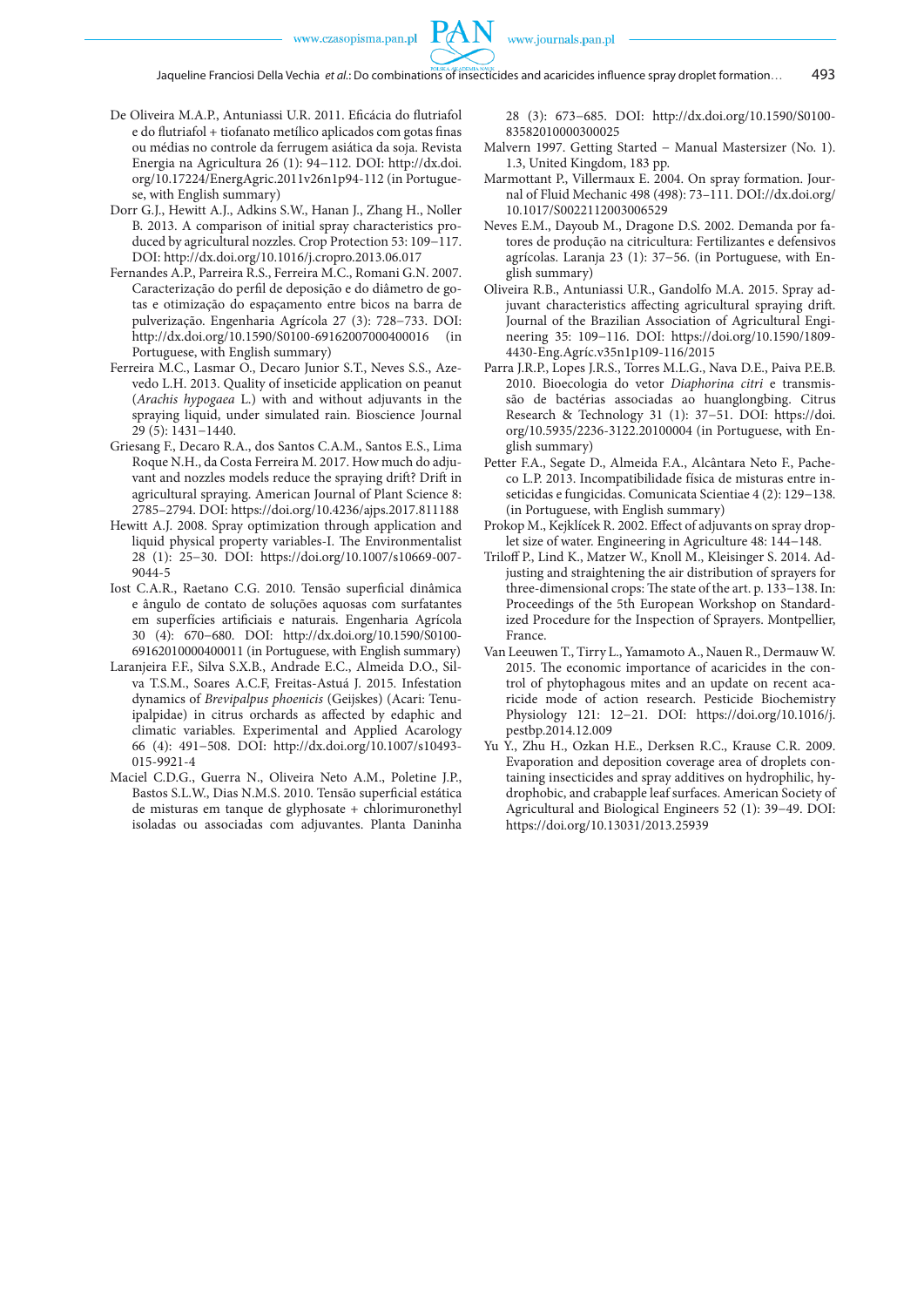De Oliveira M.A.P., Antuniassi U.R. 2011. Eficácia do flutriafol e do flutriafol + tiofanato metílico aplicados com gotas finas ou médias no controle da ferrugem asiática da soja. Revista Energia na Agricultura 26 (1): 94–112. DOI: http://dx.doi.org/10.17224/EnergAgric.2011v26n1p94-112 (in Portuguese, with English summary)

Dorr G.J., Hewitt A.J., Adkins S.W., Hanan J., Zhang H., Noller B. 2013. A comparison of initial spray characteristics produced by agricultural nozzles. Crop Protection 53: 109–117. DOI: http://dx.doi.org/10.1016/j.cropro.2013.06.017

Fernandes A.P., Parreira R.S., Ferreira M.C., Romani G.N. 2007. Caracterização do perfil de deposição e do diâmetro de gotas e otimização do espaçamento entre bicos na barra de pulverização. Engenharia Agrícola 27 (3): 728–733. DOI: http://dx.doi.org/10.1590/S0100-69162007000400016 (in Portuguese, with English summary)

Ferreira M.C., Lasmar O., Decaro Junior S.T., Neves S.S., Azevedo L.H. 2013. Quality of inseticide application on peanut (*Arachis hypogaea* L.) with and without adjuvants in the spraying liquid, under simulated rain. Bioscience Journal 29 (5): 1431–1440.

Griesang F., Decaro R.A., dos Santos C.A.M., Santos E.S., Lima Roque N.H., da Costa Ferreira M. 2017. How much do adjuvant and nozzles models reduce the spraying drift? Drift in agricultural spraying. American Journal of Plant Science 8: 2785–2794. DOI: https://doi.org/10.4236/ajps.2017.811188

Hewitt A.J. 2008. Spray optimization through application and liquid physical property variables-I. The Environmentalist 28 (1): 25–30. DOI: https://doi.org/10.1007/s10669-007-9044-5

Iost C.A.R., Raetano C.G. 2010. Tensão superficial dinâmica e ângulo de contato de soluções aquosas com surfatantes em superfícies artificiais e naturais. Engenharia Agrícola 30 (4): 670–680. DOI: http://dx.doi.org/10.1590/S0100-69162010000400011 (in Portuguese, with English summary)

Laranjeira F.F., Silva S.X.B., Andrade E.C., Almeida D.O., Silva T.S.M., Soares A.C.F, Freitas-Astuá J. 2015. Infestation dynamics of *Brevipalpus phoenicis* (Geijskes) (Acari: Tenuipalpidae) in citrus orchards as affected by edaphic and climatic variables. Experimental and Applied Acarology 66 (4): 491–508. DOI: http://dx.doi.org/10.1007/s10493-015-9921-4

Maciel C.D.G., Guerra N., Oliveira Neto A.M., Poletine J.P., Bastos S.L.W., Dias N.M.S. 2010. Tensão superficial estática de misturas em tanque de glyphosate + chlorimuronethyl isoladas ou associadas com adjuvantes. Planta Daninha 28 (3): 673–685. DOI: http://dx.doi.org/10.1590/S0100-83582010000300025

Malvern 1997. Getting Started – Manual Mastersizer (No. 1). 1.3, United Kingdom, 183 pp.

Marmottant P., Villermaux E. 2004. On spray formation. Journal of Fluid Mechanic 498 (498): 73–111. DOI://dx.doi.org/10.1017/S0022112003006529

Neves E.M., Dayoub M., Dragone D.S. 2002. Demanda por fatores de produção na citricultura: Fertilizantes e defensivos agrícolas. Laranja 23 (1): 37–56. (in Portuguese, with English summary)

Oliveira R.B., Antuniassi U.R., Gandolfo M.A. 2015. Spray adjuvant characteristics affecting agricultural spraying drift. Journal of the Brazilian Association of Agricultural Engineering 35: 109–116. DOI: https://doi.org/10.1590/1809-4430-Eng.Agríc.v35n1p109-116/2015

Parra J.R.P., Lopes J.R.S., Torres M.L.G., Nava D.E., Paiva P.E.B. 2010. Bioecologia do vetor *Diaphorina citri* e transmissão de bactérias associadas ao huanglongbing. Citrus Research & Technology 31 (1): 37–51. DOI: https://doi.org/10.5935/2236-3122.20100004 (in Portuguese, with English summary)

Petter F.A., Segate D., Almeida F.A., Alcântara Neto F., Pacheco L.P. 2013. Incompatibilidade física de misturas entre inseticidas e fungicidas. Comunicata Scientiae 4 (2): 129–138. (in Portuguese, with English summary)

Prokop M., Kejklícek R. 2002. Effect of adjuvants on spray droplet size of water. Engineering in Agriculture 48: 144–148.

Triloff P., Lind K., Matzer W., Knoll M., Kleisinger S. 2014. Adjusting and straightening the air distribution of sprayers for three-dimensional crops: The state of the art. p. 133–138. In: Proceedings of the 5th European Workshop on Standardized Procedure for the Inspection of Sprayers. Montpellier, France.

Van Leeuwen T., Tirry L., Yamamoto A., Nauen R., Dermauw W. 2015. The economic importance of acaricides in the control of phytophagous mites and an update on recent acaricide mode of action research. Pesticide Biochemistry Physiology 121: 12–21. DOI: https://doi.org/10.1016/j.pestbp.2014.12.009

Yu Y., Zhu H., Ozkan H.E., Derksen R.C., Krause C.R. 2009. Evaporation and deposition coverage area of droplets containing insecticides and spray additives on hydrophilic, hydrophobic, and crabapple leaf surfaces. American Society of Agricultural and Biological Engineers 52 (1): 39–49. DOI: https://doi.org/10.13031/2013.25939